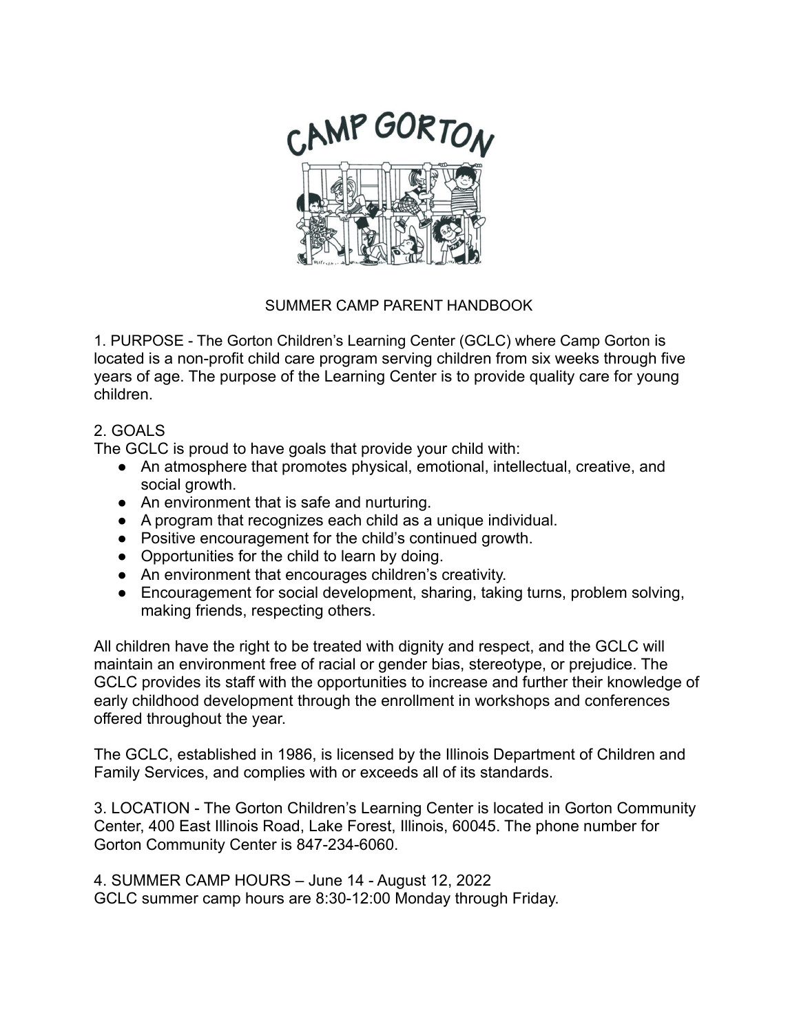# CAMP GORTON

## SUMMER CAMP PARENT HANDBOOK

1. PURPOSE - The Gorton Children's Learning Center (GCLC) where Camp Gorton is located is a non-profit child care program serving children from six weeks through five years of age. The purpose of the Learning Center is to provide quality care for young children.

2. GOALS

The GCLC is proud to have goals that provide your child with:

- An atmosphere that promotes physical, emotional, intellectual, creative, and social growth.
- An environment that is safe and nurturing.
- A program that recognizes each child as a unique individual.
- Positive encouragement for the child's continued growth.
- Opportunities for the child to learn by doing.
- An environment that encourages children's creativity.
- Encouragement for social development, sharing, taking turns, problem solving, making friends, respecting others.

All children have the right to be treated with dignity and respect, and the GCLC will maintain an environment free of racial or gender bias, stereotype, or prejudice. The GCLC provides its staff with the opportunities to increase and further their knowledge of early childhood development through the enrollment in workshops and conferences offered throughout the year.

The GCLC, established in 1986, is licensed by the Illinois Department of Children and Family Services, and complies with or exceeds all of its standards.

3. LOCATION - The Gorton Children's Learning Center is located in Gorton Community Center, 400 East Illinois Road, Lake Forest, Illinois, 60045. The phone number for Gorton Community Center is 847-234-6060.

4. SUMMER CAMP HOURS – June 14 - August 12, 2022

GCLC summer camp hours are 8:30-12:00 Monday through Friday.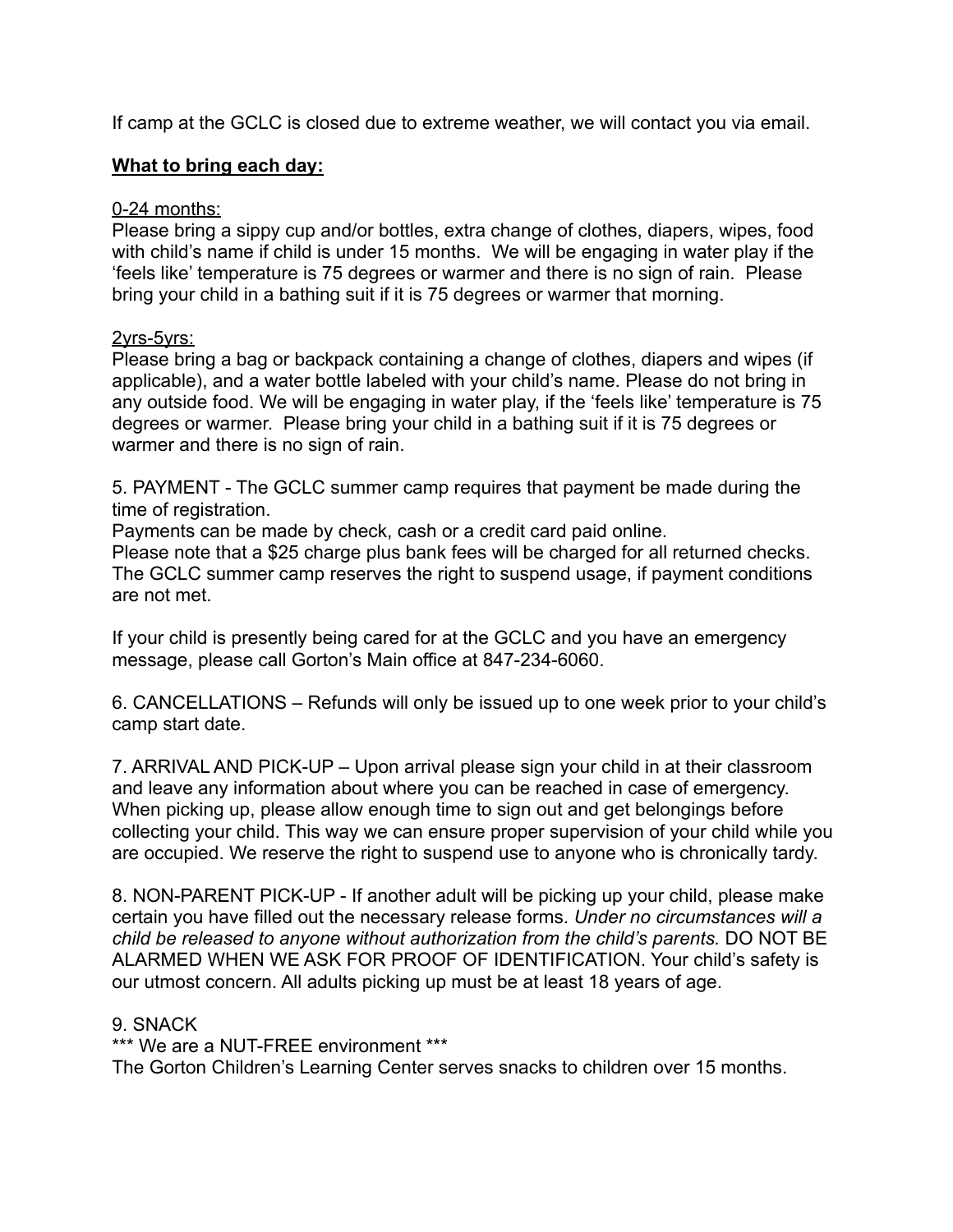If camp at the GCLC is closed due to extreme weather, we will contact you via email.

**What to bring each day:**

0-24 months:
Please bring a sippy cup and/or bottles, extra change of clothes, diapers, wipes, food with child's name if child is under 15 months. We will be engaging in water play if the 'feels like' temperature is 75 degrees or warmer and there is no sign of rain. Please bring your child in a bathing suit if it is 75 degrees or warmer that morning.

2yrs-5yrs:
Please bring a bag or backpack containing a change of clothes, diapers and wipes (if applicable), and a water bottle labeled with your child's name. Please do not bring in any outside food. We will be engaging in water play, if the 'feels like' temperature is 75 degrees or warmer. Please bring your child in a bathing suit if it is 75 degrees or warmer and there is no sign of rain.

5. PAYMENT - The GCLC summer camp requires that payment be made during the time of registration.
Payments can be made by check, cash or a credit card paid online.
Please note that a $25 charge plus bank fees will be charged for all returned checks. The GCLC summer camp reserves the right to suspend usage, if payment conditions are not met.

If your child is presently being cared for at the GCLC and you have an emergency message, please call Gorton's Main office at 847-234-6060.

6. CANCELLATIONS – Refunds will only be issued up to one week prior to your child's camp start date.

7. ARRIVAL AND PICK-UP – Upon arrival please sign your child in at their classroom and leave any information about where you can be reached in case of emergency. When picking up, please allow enough time to sign out and get belongings before collecting your child. This way we can ensure proper supervision of your child while you are occupied. We reserve the right to suspend use to anyone who is chronically tardy.

8. NON-PARENT PICK-UP - If another adult will be picking up your child, please make certain you have filled out the necessary release forms. *Under no circumstances will a child be released to anyone without authorization from the child's parents.* DO NOT BE ALARMED WHEN WE ASK FOR PROOF OF IDENTIFICATION. Your child's safety is our utmost concern. All adults picking up must be at least 18 years of age.

9. SNACK
*** We are a NUT-FREE environment ***
The Gorton Children's Learning Center serves snacks to children over 15 months.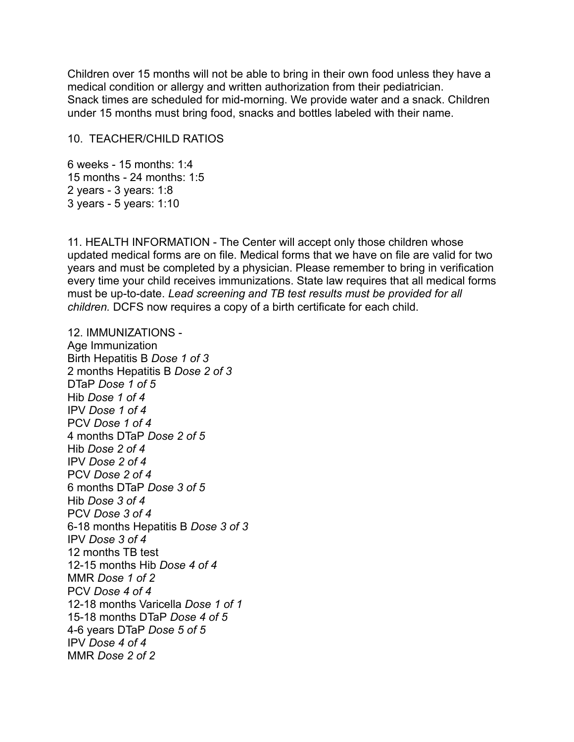Children over 15 months will not be able to bring in their own food unless they have a medical condition or allergy and written authorization from their pediatrician.
Snack times are scheduled for mid-morning. We provide water and a snack. Children under 15 months must bring food, snacks and bottles labeled with their name.

## 10. TEACHER/CHILD RATIOS

6 weeks - 15 months: 1:4
15 months - 24 months: 1:5
2 years - 3 years: 1:8
3 years - 5 years: 1:10

## 11. HEALTH INFORMATION

11. HEALTH INFORMATION - The Center will accept only those children whose updated medical forms are on file. Medical forms that we have on file are valid for two years and must be completed by a physician. Please remember to bring in verification every time your child receives immunizations. State law requires that all medical forms must be up-to-date. *Lead screening and TB test results must be provided for all children.* DCFS now requires a copy of a birth certificate for each child.

## 12. IMMUNIZATIONS

12. IMMUNIZATIONS -
Age Immunization
Birth Hepatitis B *Dose 1 of 3*
2 months Hepatitis B *Dose 2 of 3*
DTaP *Dose 1 of 5*
Hib *Dose 1 of 4*
IPV *Dose 1 of 4*
PCV *Dose 1 of 4*
4 months DTaP *Dose 2 of 5*
Hib *Dose 2 of 4*
IPV *Dose 2 of 4*
PCV *Dose 2 of 4*
6 months DTaP *Dose 3 of 5*
Hib *Dose 3 of 4*
PCV *Dose 3 of 4*
6-18 months Hepatitis B *Dose 3 of 3*
IPV *Dose 3 of 4*
12 months TB test
12-15 months Hib *Dose 4 of 4*
MMR *Dose 1 of 2*
PCV *Dose 4 of 4*
12-18 months Varicella *Dose 1 of 1*
15-18 months DTaP *Dose 4 of 5*
4-6 years DTaP *Dose 5 of 5*
IPV *Dose 4 of 4*
MMR *Dose 2 of 2*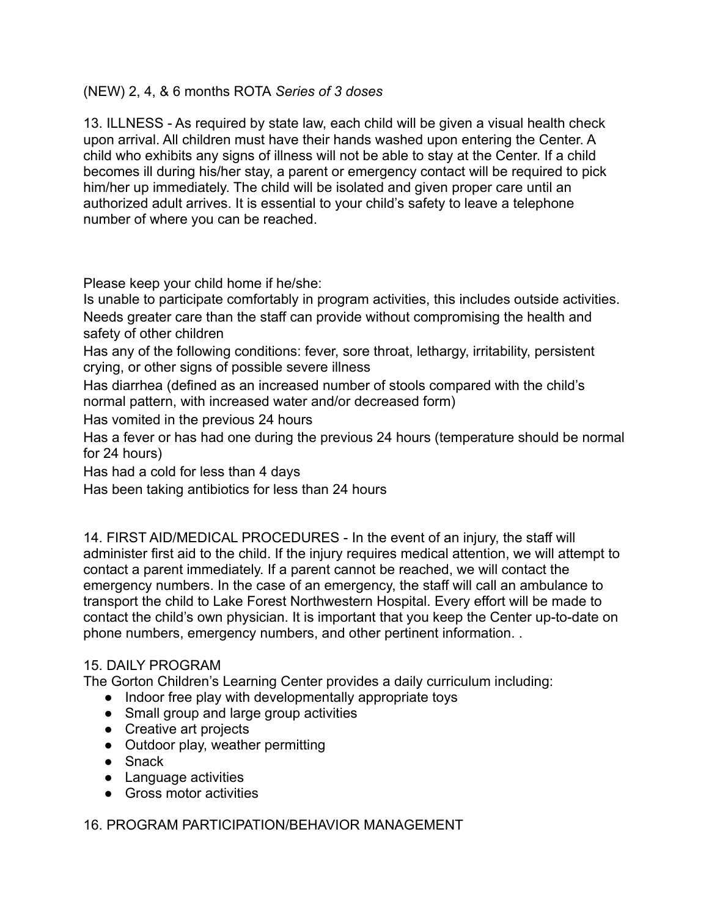(NEW) 2, 4, & 6 months ROTA *Series of 3 doses*

13. ILLNESS - As required by state law, each child will be given a visual health check upon arrival. All children must have their hands washed upon entering the Center. A child who exhibits any signs of illness will not be able to stay at the Center. If a child becomes ill during his/her stay, a parent or emergency contact will be required to pick him/her up immediately. The child will be isolated and given proper care until an authorized adult arrives. It is essential to your child's safety to leave a telephone number of where you can be reached.

Please keep your child home if he/she:

Is unable to participate comfortably in program activities, this includes outside activities.

Needs greater care than the staff can provide without compromising the health and safety of other children

Has any of the following conditions: fever, sore throat, lethargy, irritability, persistent crying, or other signs of possible severe illness

Has diarrhea (defined as an increased number of stools compared with the child's normal pattern, with increased water and/or decreased form)

Has vomited in the previous 24 hours

Has a fever or has had one during the previous 24 hours (temperature should be normal for 24 hours)

Has had a cold for less than 4 days

Has been taking antibiotics for less than 24 hours

14. FIRST AID/MEDICAL PROCEDURES - In the event of an injury, the staff will administer first aid to the child. If the injury requires medical attention, we will attempt to contact a parent immediately. If a parent cannot be reached, we will contact the emergency numbers. In the case of an emergency, the staff will call an ambulance to transport the child to Lake Forest Northwestern Hospital. Every effort will be made to contact the child's own physician. It is important that you keep the Center up-to-date on phone numbers, emergency numbers, and other pertinent information. .

15. DAILY PROGRAM

The Gorton Children's Learning Center provides a daily curriculum including:

- Indoor free play with developmentally appropriate toys
- Small group and large group activities
- Creative art projects
- Outdoor play, weather permitting
- Snack
- Language activities
- Gross motor activities

16. PROGRAM PARTICIPATION/BEHAVIOR MANAGEMENT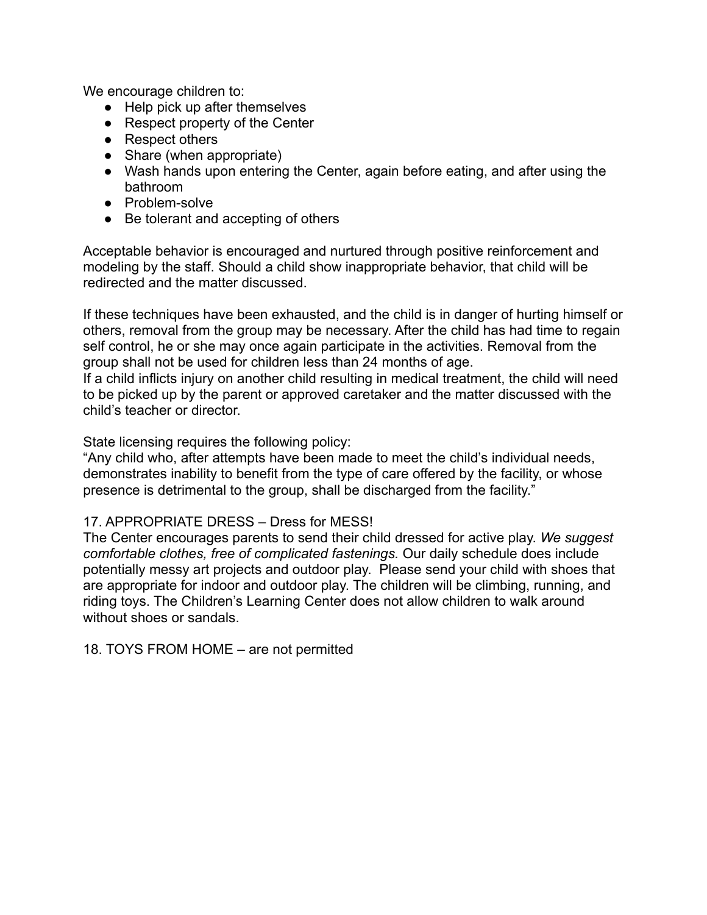We encourage children to:

- Help pick up after themselves
- Respect property of the Center
- Respect others
- Share (when appropriate)
- Wash hands upon entering the Center, again before eating, and after using the bathroom
- Problem-solve
- Be tolerant and accepting of others

Acceptable behavior is encouraged and nurtured through positive reinforcement and modeling by the staff. Should a child show inappropriate behavior, that child will be redirected and the matter discussed.

If these techniques have been exhausted, and the child is in danger of hurting himself or others, removal from the group may be necessary. After the child has had time to regain self control, he or she may once again participate in the activities. Removal from the group shall not be used for children less than 24 months of age.
If a child inflicts injury on another child resulting in medical treatment, the child will need to be picked up by the parent or approved caretaker and the matter discussed with the child's teacher or director.

State licensing requires the following policy:
"Any child who, after attempts have been made to meet the child's individual needs, demonstrates inability to benefit from the type of care offered by the facility, or whose presence is detrimental to the group, shall be discharged from the facility."

17. APPROPRIATE DRESS – Dress for MESS!
The Center encourages parents to send their child dressed for active play. *We suggest comfortable clothes, free of complicated fastenings.* Our daily schedule does include potentially messy art projects and outdoor play. Please send your child with shoes that are appropriate for indoor and outdoor play. The children will be climbing, running, and riding toys. The Children's Learning Center does not allow children to walk around without shoes or sandals.

18. TOYS FROM HOME – are not permitted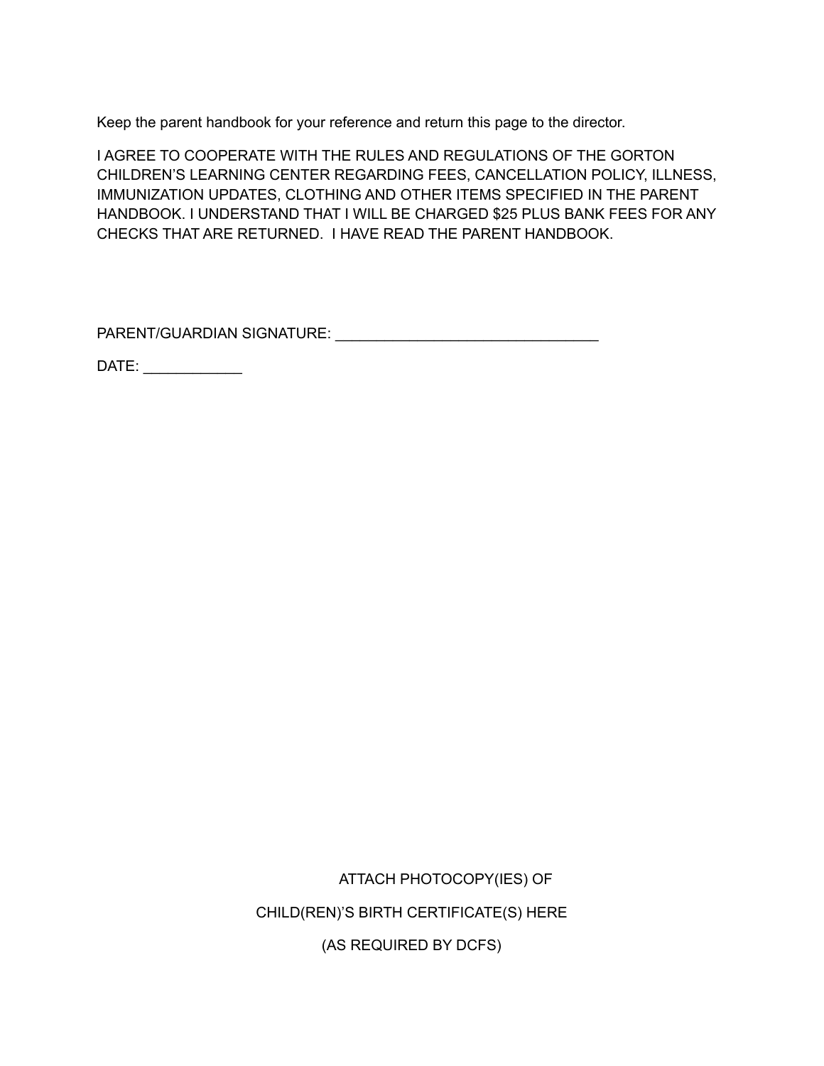Keep the parent handbook for your reference and return this page to the director.

I AGREE TO COOPERATE WITH THE RULES AND REGULATIONS OF THE GORTON CHILDREN'S LEARNING CENTER REGARDING FEES, CANCELLATION POLICY, ILLNESS, IMMUNIZATION UPDATES, CLOTHING AND OTHER ITEMS SPECIFIED IN THE PARENT HANDBOOK. I UNDERSTAND THAT I WILL BE CHARGED $25 PLUS BANK FEES FOR ANY CHECKS THAT ARE RETURNED.  I HAVE READ THE PARENT HANDBOOK.

PARENT/GUARDIAN SIGNATURE: _______________________________

DATE: ____________

ATTACH PHOTOCOPY(IES) OF

CHILD(REN)'S BIRTH CERTIFICATE(S) HERE

(AS REQUIRED BY DCFS)